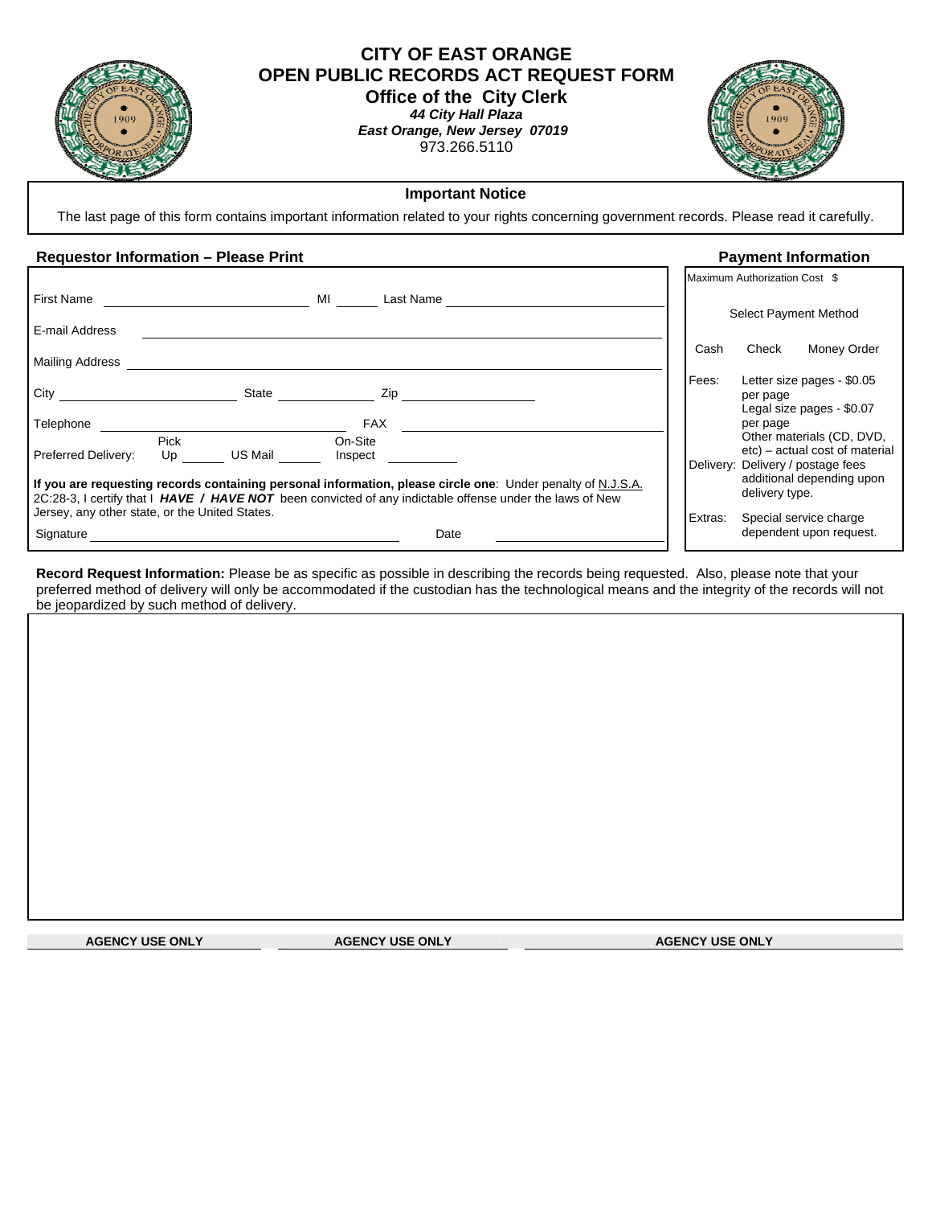# CITY OF EAST ORANGE
## OPEN PUBLIC RECORDS ACT REQUEST FORM
### Office of the City Clerk

*44 City Hall Plaza*
*East Orange, New Jersey 07019*
973.266.5110

**Important Notice**

The last page of this form contains important information related to your rights concerning government records. Please read it carefully.

**Requestor Information – Please Print**

First Name ____________ MI ______ Last Name ____________

E-mail Address ____________

Mailing Address ____________

City ____________ State ____________ Zip ____________

Telephone ____________ FAX ____________

Preferred Delivery: Pick Up ______ US Mail ______ On-Site Inspect ______

**If you are requesting records containing personal information, please circle one**: Under penalty of N.J.S.A. 2C:28-3, I certify that I ***HAVE / HAVE NOT*** been convicted of any indictable offense under the laws of New Jersey, any other state, or the United States.

Signature ____________ Date ____________

**Payment Information**

Maximum Authorization Cost $

Select Payment Method

Cash Check Money Order

| | |
|---|---|
| Fees: | Letter size pages - $0.05 per page |
| | Legal size pages - $0.07 per page |
| | Other materials (CD, DVD, etc) – actual cost of material |
| Delivery: | Delivery / postage fees additional depending upon delivery type. |
| Extras: | Special service charge dependent upon request. |

**Record Request Information:** Please be as specific as possible in describing the records being requested. Also, please note that your preferred method of delivery will only be accommodated if the custodian has the technological means and the integrity of the records will not be jeopardized by such method of delivery.

| AGENCY USE ONLY | AGENCY USE ONLY | AGENCY USE ONLY |
|---|---|---|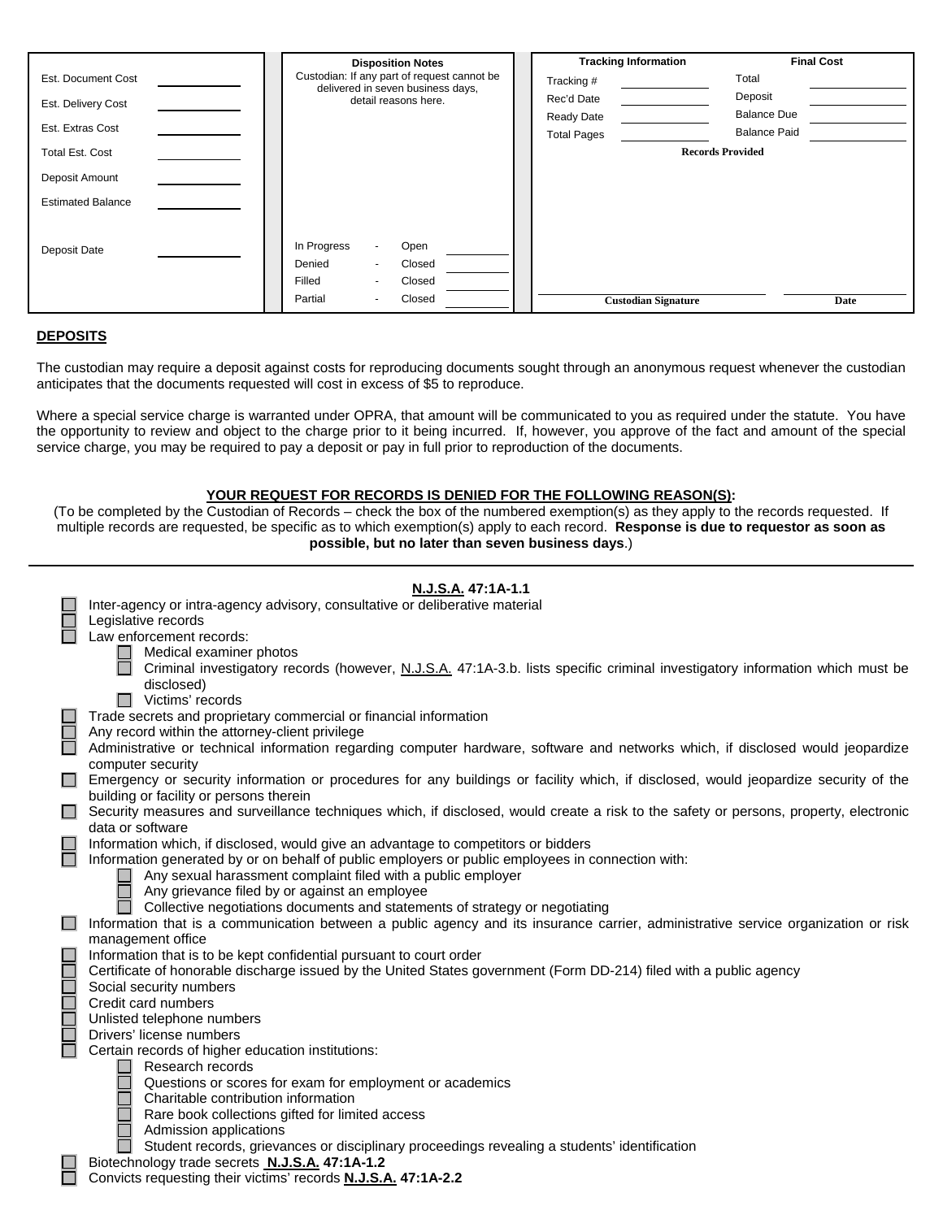| Est. Document Cost | | Disposition Notes | Tracking Information | | Final Cost | |
|---|---|---|---|---|---|---|
| Est. Delivery Cost | | Custodian: If any part of request cannot be delivered in seven business days, detail reasons here. | Tracking # | | Total | |
| Est. Extras Cost | | | Rec'd Date | | Deposit | |
| Total Est. Cost | | | Ready Date | | Balance Due | |
| Deposit Amount | | | Total Pages | | Balance Paid | |
| Estimated Balance | | | Records Provided | | | |
| Deposit Date | | In Progress - Open | | | | |
| | | Denied - Closed | | | | |
| | | Filled - Closed | | | | |
| | | Partial - Closed | Custodian Signature | | Date | |

## DEPOSITS

The custodian may require a deposit against costs for reproducing documents sought through an anonymous request whenever the custodian anticipates that the documents requested will cost in excess of $5 to reproduce.

Where a special service charge is warranted under OPRA, that amount will be communicated to you as required under the statute. You have the opportunity to review and object to the charge prior to it being incurred. If, however, you approve of the fact and amount of the special service charge, you may be required to pay a deposit or pay in full prior to reproduction of the documents.

### YOUR REQUEST FOR RECORDS IS DENIED FOR THE FOLLOWING REASON(S):

(To be completed by the Custodian of Records – check the box of the numbered exemption(s) as they apply to the records requested. If multiple records are requested, be specific as to which exemption(s) apply to each record. **Response is due to requestor as soon as possible, but no later than seven business days**.)

---

**N.J.S.A. 47:1A-1.1**

- ☐ Inter-agency or intra-agency advisory, consultative or deliberative material
- ☐ Legislative records
- ☐ Law enforcement records:
  - ☐ Medical examiner photos
  - ☐ Criminal investigatory records (however, N.J.S.A. 47:1A-3.b. lists specific criminal investigatory information which must be disclosed)
  - ☐ Victims' records
- ☐ Trade secrets and proprietary commercial or financial information
- ☐ Any record within the attorney-client privilege
- ☐ Administrative or technical information regarding computer hardware, software and networks which, if disclosed would jeopardize computer security
- ☐ Emergency or security information or procedures for any buildings or facility which, if disclosed, would jeopardize security of the building or facility or persons therein
- ☐ Security measures and surveillance techniques which, if disclosed, would create a risk to the safety or persons, property, electronic data or software
- ☐ Information which, if disclosed, would give an advantage to competitors or bidders
- ☐ Information generated by or on behalf of public employers or public employees in connection with:
  - ☐ Any sexual harassment complaint filed with a public employer
  - ☐ Any grievance filed by or against an employee
  - ☐ Collective negotiations documents and statements of strategy or negotiating
- ☐ Information that is a communication between a public agency and its insurance carrier, administrative service organization or risk management office
- ☐ Information that is to be kept confidential pursuant to court order
- ☐ Certificate of honorable discharge issued by the United States government (Form DD-214) filed with a public agency
- ☐ Social security numbers
- ☐ Credit card numbers
- ☐ Unlisted telephone numbers
- ☐ Drivers' license numbers
- ☐ Certain records of higher education institutions:
  - ☐ Research records
  - ☐ Questions or scores for exam for employment or academics
  - ☐ Charitable contribution information
  - ☐ Rare book collections gifted for limited access
  - ☐ Admission applications
  - ☐ Student records, grievances or disciplinary proceedings revealing a students' identification
- ☐ Biotechnology trade secrets **N.J.S.A. 47:1A-1.2**
- ☐ Convicts requesting their victims' records **N.J.S.A. 47:1A-2.2**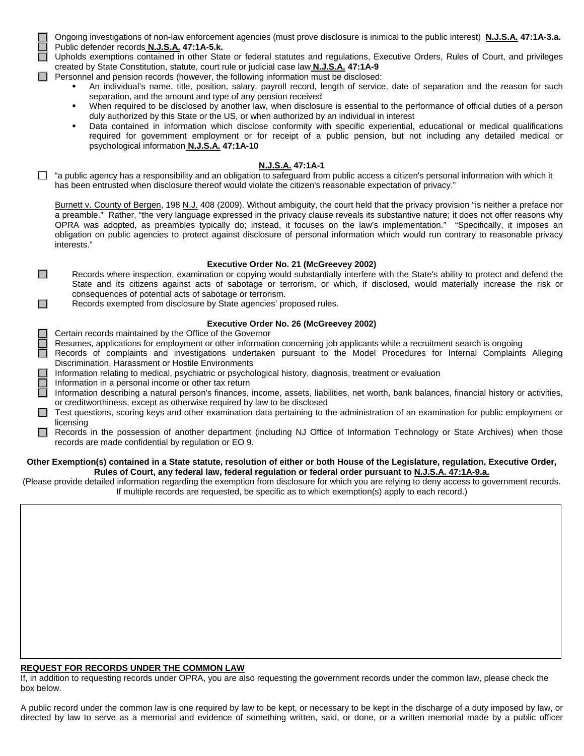- [ ] Ongoing investigations of non-law enforcement agencies (must prove disclosure is inimical to the public interest) **N.J.S.A. 47:1A-3.a.**
- [ ] Public defender records **N.J.S.A. 47:1A-5.k.**
- [ ] Upholds exemptions contained in other State or federal statutes and regulations, Executive Orders, Rules of Court, and privileges created by State Constitution, statute, court rule or judicial case law **N.J.S.A. 47:1A-9**
- [ ] Personnel and pension records (however, the following information must be disclosed:
  - An individual's name, title, position, salary, payroll record, length of service, date of separation and the reason for such separation, and the amount and type of any pension received
  - When required to be disclosed by another law, when disclosure is essential to the performance of official duties of a person duly authorized by this State or the US, or when authorized by an individual in interest
  - Data contained in information which disclose conformity with specific experiential, educational or medical qualifications required for government employment or for receipt of a public pension, but not including any detailed medical or psychological information **N.J.S.A. 47:1A-10**

**N.J.S.A. 47:1A-1**

- [ ] "a public agency has a responsibility and an obligation to safeguard from public access a citizen's personal information with which it has been entrusted when disclosure thereof would violate the citizen's reasonable expectation of privacy."

Burnett v. County of Bergen, 198 N.J. 408 (2009). Without ambiguity, the court held that the privacy provision "is neither a preface nor a preamble." Rather, "the very language expressed in the privacy clause reveals its substantive nature; it does not offer reasons why OPRA was adopted, as preambles typically do; instead, it focuses on the law's implementation." "Specifically, it imposes an obligation on public agencies to protect against disclosure of personal information which would run contrary to reasonable privacy interests."

**Executive Order No. 21 (McGreevey 2002)**

- [ ] Records where inspection, examination or copying would substantially interfere with the State's ability to protect and defend the State and its citizens against acts of sabotage or terrorism, or which, if disclosed, would materially increase the risk or consequences of potential acts of sabotage or terrorism.
- [ ] Records exempted from disclosure by State agencies' proposed rules.

**Executive Order No. 26 (McGreevey 2002)**

- [ ] Certain records maintained by the Office of the Governor
- [ ] Resumes, applications for employment or other information concerning job applicants while a recruitment search is ongoing
- [ ] Records of complaints and investigations undertaken pursuant to the Model Procedures for Internal Complaints Alleging Discrimination, Harassment or Hostile Environments
- [ ] Information relating to medical, psychiatric or psychological history, diagnosis, treatment or evaluation
- [ ] Information in a personal income or other tax return
- [ ] Information describing a natural person's finances, income, assets, liabilities, net worth, bank balances, financial history or activities, or creditworthiness, except as otherwise required by law to be disclosed
- [ ] Test questions, scoring keys and other examination data pertaining to the administration of an examination for public employment or licensing
- [ ] Records in the possession of another department (including NJ Office of Information Technology or State Archives) when those records are made confidential by regulation or EO 9.

**Other Exemption(s) contained in a State statute, resolution of either or both House of the Legislature, regulation, Executive Order, Rules of Court, any federal law, federal regulation or federal order pursuant to N.J.S.A. 47:1A-9.a.**

(Please provide detailed information regarding the exemption from disclosure for which you are relying to deny access to government records. If multiple records are requested, be specific as to which exemption(s) apply to each record.)

**REQUEST FOR RECORDS UNDER THE COMMON LAW**

If, in addition to requesting records under OPRA, you are also requesting the government records under the common law, please check the box below.

A public record under the common law is one required by law to be kept, or necessary to be kept in the discharge of a duty imposed by law, or directed by law to serve as a memorial and evidence of something written, said, or done, or a written memorial made by a public officer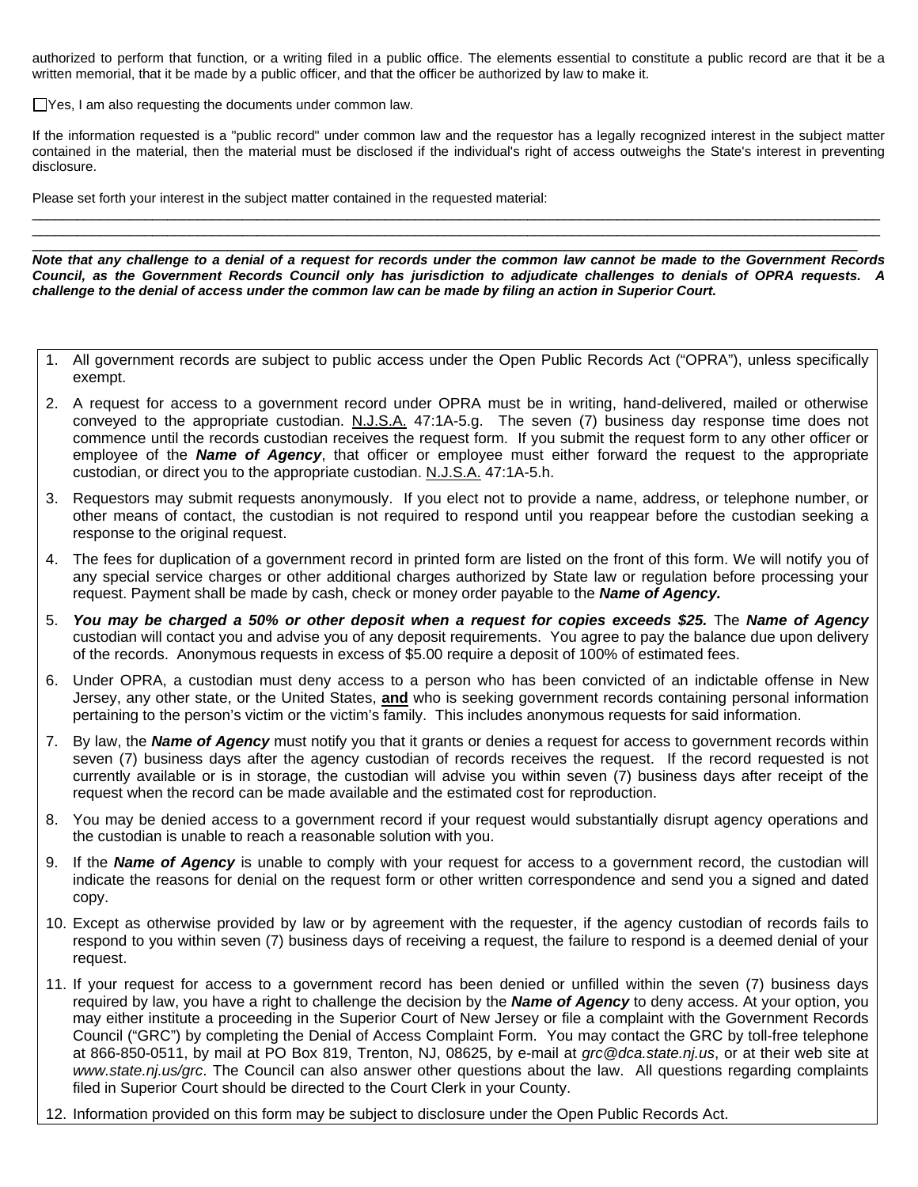authorized to perform that function, or a writing filed in a public office. The elements essential to constitute a public record are that it be a written memorial, that it be made by a public officer, and that the officer be authorized by law to make it.

☐ Yes, I am also requesting the documents under common law.

If the information requested is a "public record" under common law and the requestor has a legally recognized interest in the subject matter contained in the material, then the material must be disclosed if the individual's right of access outweighs the State's interest in preventing disclosure.

Please set forth your interest in the subject matter contained in the requested material:

\_\_\_\_\_\_\_\_\_\_\_\_\_\_\_\_\_\_\_\_\_\_\_\_\_\_\_\_\_\_\_\_\_\_\_\_\_\_\_\_\_\_\_\_\_\_\_\_\_\_\_\_\_\_\_\_\_\_\_\_\_\_\_\_\_\_\_\_\_\_\_\_\_\_\_\_\_\_

\_\_\_\_\_\_\_\_\_\_\_\_\_\_\_\_\_\_\_\_\_\_\_\_\_\_\_\_\_\_\_\_\_\_\_\_\_\_\_\_\_\_\_\_\_\_\_\_\_\_\_\_\_\_\_\_\_\_\_\_\_\_\_\_\_\_\_\_\_\_\_\_\_\_\_\_\_\_

\_\_\_\_\_\_\_\_\_\_\_\_\_\_\_\_\_\_\_\_\_\_\_\_\_\_\_\_\_\_\_\_\_\_\_\_\_\_\_\_\_\_\_\_\_\_\_\_\_\_\_\_\_\_\_\_\_\_\_\_\_\_\_\_\_\_\_\_\_\_\_\_\_\_\_\_\_\_

***Note that any challenge to a denial of a request for records under the common law cannot be made to the Government Records Council, as the Government Records Council only has jurisdiction to adjudicate challenges to denials of OPRA requests. A challenge to the denial of access under the common law can be made by filing an action in Superior Court.***

1. All government records are subject to public access under the Open Public Records Act ("OPRA"), unless specifically exempt.
2. A request for access to a government record under OPRA must be in writing, hand-delivered, mailed or otherwise conveyed to the appropriate custodian. N.J.S.A. 47:1A-5.g. The seven (7) business day response time does not commence until the records custodian receives the request form. If you submit the request form to any other officer or employee of the ***Name of Agency***, that officer or employee must either forward the request to the appropriate custodian, or direct you to the appropriate custodian. N.J.S.A. 47:1A-5.h.
3. Requestors may submit requests anonymously. If you elect not to provide a name, address, or telephone number, or other means of contact, the custodian is not required to respond until you reappear before the custodian seeking a response to the original request.
4. The fees for duplication of a government record in printed form are listed on the front of this form. We will notify you of any special service charges or other additional charges authorized by State law or regulation before processing your request. Payment shall be made by cash, check or money order payable to the ***Name of Agency.***
5. ***You may be charged a 50% or other deposit when a request for copies exceeds $25.*** The ***Name of Agency*** custodian will contact you and advise you of any deposit requirements. You agree to pay the balance due upon delivery of the records. Anonymous requests in excess of $5.00 require a deposit of 100% of estimated fees.
6. Under OPRA, a custodian must deny access to a person who has been convicted of an indictable offense in New Jersey, any other state, or the United States, **and** who is seeking government records containing personal information pertaining to the person's victim or the victim's family. This includes anonymous requests for said information.
7. By law, the ***Name of Agency*** must notify you that it grants or denies a request for access to government records within seven (7) business days after the agency custodian of records receives the request. If the record requested is not currently available or is in storage, the custodian will advise you within seven (7) business days after receipt of the request when the record can be made available and the estimated cost for reproduction.
8. You may be denied access to a government record if your request would substantially disrupt agency operations and the custodian is unable to reach a reasonable solution with you.
9. If the ***Name of Agency*** is unable to comply with your request for access to a government record, the custodian will indicate the reasons for denial on the request form or other written correspondence and send you a signed and dated copy.
10. Except as otherwise provided by law or by agreement with the requester, if the agency custodian of records fails to respond to you within seven (7) business days of receiving a request, the failure to respond is a deemed denial of your request.
11. If your request for access to a government record has been denied or unfilled within the seven (7) business days required by law, you have a right to challenge the decision by the ***Name of Agency*** to deny access. At your option, you may either institute a proceeding in the Superior Court of New Jersey or file a complaint with the Government Records Council ("GRC") by completing the Denial of Access Complaint Form. You may contact the GRC by toll-free telephone at 866-850-0511, by mail at PO Box 819, Trenton, NJ, 08625, by e-mail at *grc@dca.state.nj.us*, or at their web site at *www.state.nj.us/grc*. The Council can also answer other questions about the law. All questions regarding complaints filed in Superior Court should be directed to the Court Clerk in your County.
12. Information provided on this form may be subject to disclosure under the Open Public Records Act.